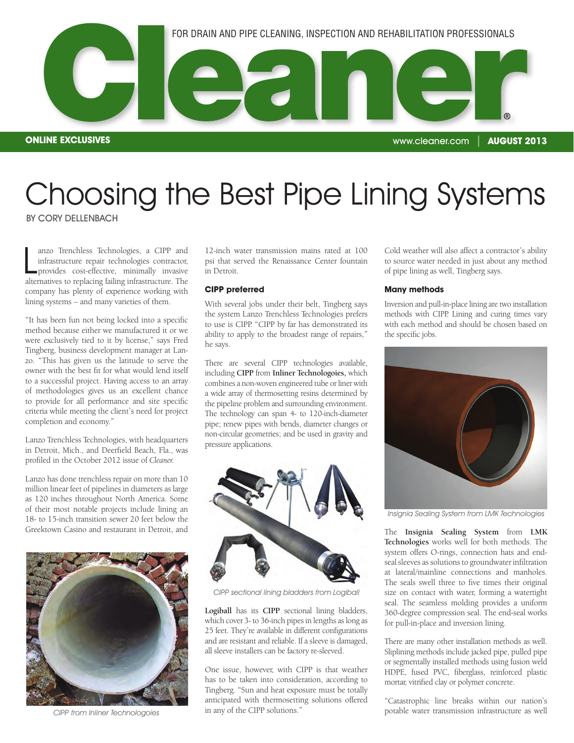# Choosing the Best Pipe Lining Systems

BY CORY DELLENBACH

Lanzo Trenchless Technologies, a CIPP and infrastructure repair technologies contractor, provides cost-effective, minimally invasive alternatives to replacing failing infrastructure. The company has plenty of experience working with lining systems – and many varieties of them.

"It has been fun not being locked into a specific method because either we manufactured it or we were exclusively tied to it by license," says Fred Tingberg, business development manager at Lanzo. "This has given us the latitude to serve the owner with the best fit for what would lend itself to a successful project. Having access to an array of methodologies gives us an excellent chance to provide for all performance and site specific criteria while meeting the client's need for project completion and economy."

Lanzo Trenchless Technologies, with headquarters in Detroit, Mich., and Deerfield Beach, Fla., was profiled in the October 2012 issue of *Cleaner.*

Lanzo has done trenchless repair on more than 10 million linear feet of pipelines in diameters as large as 120 inches throughout North America. Some of their most notable projects include lining an 18- to 15-inch transition sewer 20 feet below the Greektown Casino and restaurant in Detroit, and 12-inch water transmission mains rated at 100 psi that served the Renaissance Center fountain in Detroit.

*CIPP from Inliner Technologoies*

### CIPP preferred

With several jobs under their belt, Tingberg says the system Lanzo Trenchless Technologies prefers to use is CIPP. "CIPP by far has demonstrated its ability to apply to the broadest range of repairs," he says.

There are several CIPP technologies available, including **CIPP** from **Inliner Technologoies,** which combines a non-woven engineered tube or liner with a wide array of thermosetting resins determined by the pipeline problem and surrounding environment. The technology can span 4- to 120-inch-diameter pipe; renew pipes with bends, diameter changes or non-circular geometries; and be used in gravity and pressure applications.

*CIPP sectional lining bladders from Logiball*

**Logiball** has its **CIPP** sectional lining bladders, which cover 3- to 36-inch pipes in lengths as long as 25 feet. They're available in different configurations and are resistant and reliable. If a sleeve is damaged, all sleeve installers can be factory re-sleeved.

One issue, however, with CIPP is that weather has to be taken into consideration, according to Tingberg. "Sun and heat exposure must be totally anticipated with thermosetting solutions offered in any of the CIPP solutions."

Cold weather will also affect a contractor's ability to source water needed in just about any method of pipe lining as well, Tingberg says.

### Many methods

Inversion and pull-in-place lining are two installation methods with CIPP. Lining and curing times vary with each method and should be chosen based on the specific jobs.

*Insignia Sealing System from LMK Technologies*

The **Insignia Sealing System** from **LMK Technologies** works well for both methods. The system offers O-rings, connection hats and end-seal sleeves as solutions to groundwater infiltration at lateral/mainline connections and manholes. The seals swell three to five times their original size on contact with water, forming a watertight seal. The seamless molding provides a uniform 360-degree compression seal. The end-seal works for pull-in-place and inversion lining.

There are many other installation methods as well. Sliplining methods include jacked pipe, pulled pipe or segmentally installed methods using fusion weld HDPE, fused PVC, fiberglass, reinforced plastic mortar, vitrified clay or polymer concrete.

"Catastrophic line breaks within our nation's potable water transmission infrastructure as well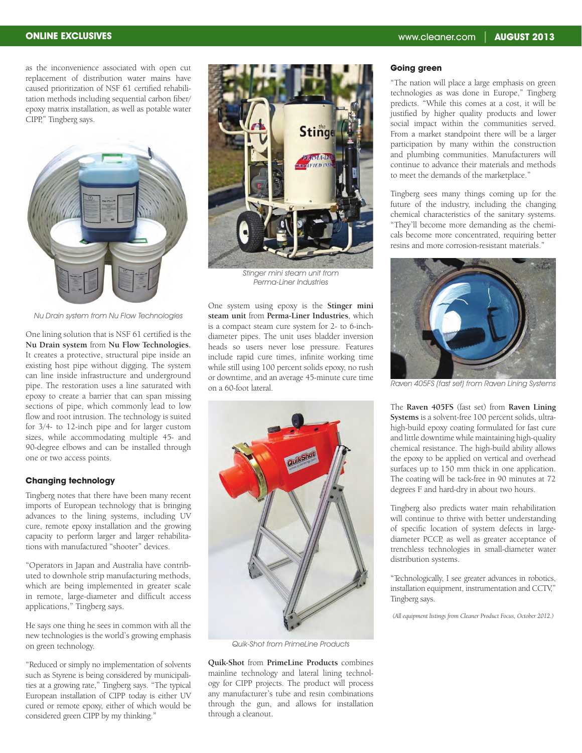as the inconvenience associated with open cut replacement of distribution water mains have caused prioritization of NSF 61 certified rehabilitation methods including sequential carbon fiber/epoxy matrix installation, as well as potable water CIPP," Tingberg says.

*Nu Drain system from Nu Flow Technologies*

One lining solution that is NSF 61 certified is the **Nu Drain system** from **Nu Flow Technologies.** It creates a protective, structural pipe inside an existing host pipe without digging. The system can line inside infrastructure and underground pipe. The restoration uses a line saturated with epoxy to create a barrier that can span missing sections of pipe, which commonly lead to low flow and root intrusion. The technology is suited for 3/4- to 12-inch pipe and for larger custom sizes, while accommodating multiple 45- and 90-degree elbows and can be installed through one or two access points.

### Changing technology

Tingberg notes that there have been many recent imports of European technology that is bringing advances to the lining systems, including UV cure, remote epoxy installation and the growing capacity to perform larger and larger rehabilitations with manufactured "shooter" devices.

"Operators in Japan and Australia have contributed to downhole strip manufacturing methods, which are being implemented in greater scale in remote, large-diameter and difficult access applications," Tingberg says.

He says one thing he sees in common with all the new technologies is the world's growing emphasis on green technology.

"Reduced or simply no implementation of solvents such as Styrene is being considered by municipalities at a growing rate," Tingberg says. "The typical European installation of CIPP today is either UV cured or remote epoxy, either of which would be considered green CIPP by my thinking."

*Stinger mini steam unit from Perma-Liner Industries*

One system using epoxy is the **Stinger mini steam unit** from **Perma-Liner Industries,** which is a compact steam cure system for 2- to 6-inch-diameter pipes. The unit uses bladder inversion heads so users never lose pressure. Features include rapid cure times, infinite working time while still using 100 percent solids epoxy, no rush or downtime, and an average 45-minute cure time on a 60-foot lateral.

*Quik-Shot from PrimeLine Products*

**Quik-Shot** from **PrimeLine Products** combines mainline technology and lateral lining technology for CIPP projects. The product will process any manufacturer's tube and resin combinations through the gun, and allows for installation through a cleanout.

### Going green

"The nation will place a large emphasis on green technologies as was done in Europe," Tingberg predicts. "While this comes at a cost, it will be justified by higher quality products and lower social impact within the communities served. From a market standpoint there will be a larger participation by many within the construction and plumbing communities. Manufacturers will continue to advance their materials and methods to meet the demands of the marketplace."

Tingberg sees many things coming up for the future of the industry, including the changing chemical characteristics of the sanitary systems. "They'll become more demanding as the chemicals become more concentrated, requiring better resins and more corrosion-resistant materials."

*Raven 405FS (fast set) from Raven Lining Systems*

The **Raven 405FS** (fast set) from **Raven Lining Systems** is a solvent-free 100 percent solids, ultra-high-build epoxy coating formulated for fast cure and little downtime while maintaining high-quality chemical resistance. The high-build ability allows the epoxy to be applied on vertical and overhead surfaces up to 150 mm thick in one application. The coating will be tack-free in 90 minutes at 72 degrees F and hard-dry in about two hours.

Tingberg also predicts water main rehabilitation will continue to thrive with better understanding of specific location of system defects in large-diameter PCCP, as well as greater acceptance of trenchless technologies in small-diameter water distribution systems.

"Technologically, I see greater advances in robotics, installation equipment, instrumentation and CCTV," Tingberg says.

*(All equipment listings from Cleaner Product Focus, October 2012.)*